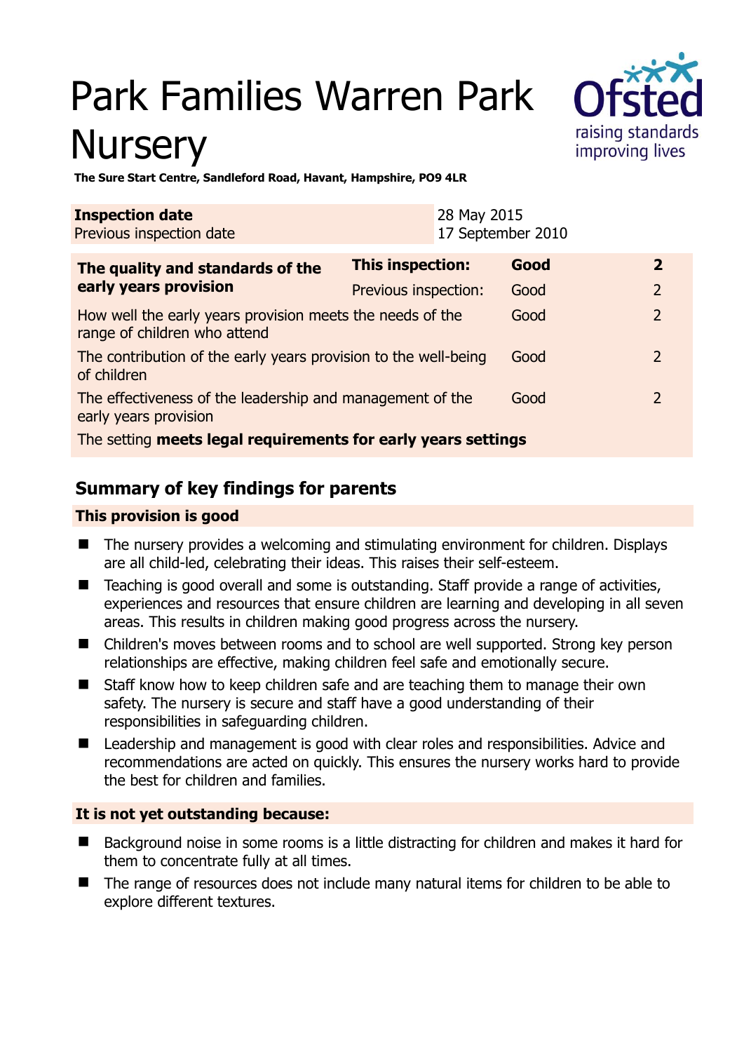# Park Families Warren Park Nursery

**The Sure Start Centre, Sandleford Road, Havant, Hampshire, PO9 4LR**

| **Inspection date** | 28 May 2015 |
|---|---|
| Previous inspection date | 17 September 2010 |

| **The quality and standards of the early years provision** | **This inspection:** | **Good** | **2** |
|---|---|---|---|
| | Previous inspection: | Good | 2 |
| How well the early years provision meets the needs of the range of children who attend | | Good | 2 |
| The contribution of the early years provision to the well-being of children | | Good | 2 |
| The effectiveness of the leadership and management of the early years provision | | Good | 2 |
| The setting **meets legal requirements for early years settings** | | | |

## Summary of key findings for parents

### This provision is good

- The nursery provides a welcoming and stimulating environment for children. Displays are all child-led, celebrating their ideas. This raises their self-esteem.
- Teaching is good overall and some is outstanding. Staff provide a range of activities, experiences and resources that ensure children are learning and developing in all seven areas. This results in children making good progress across the nursery.
- Children's moves between rooms and to school are well supported. Strong key person relationships are effective, making children feel safe and emotionally secure.
- Staff know how to keep children safe and are teaching them to manage their own safety. The nursery is secure and staff have a good understanding of their responsibilities in safeguarding children.
- Leadership and management is good with clear roles and responsibilities. Advice and recommendations are acted on quickly. This ensures the nursery works hard to provide the best for children and families.

### It is not yet outstanding because:

- Background noise in some rooms is a little distracting for children and makes it hard for them to concentrate fully at all times.
- The range of resources does not include many natural items for children to be able to explore different textures.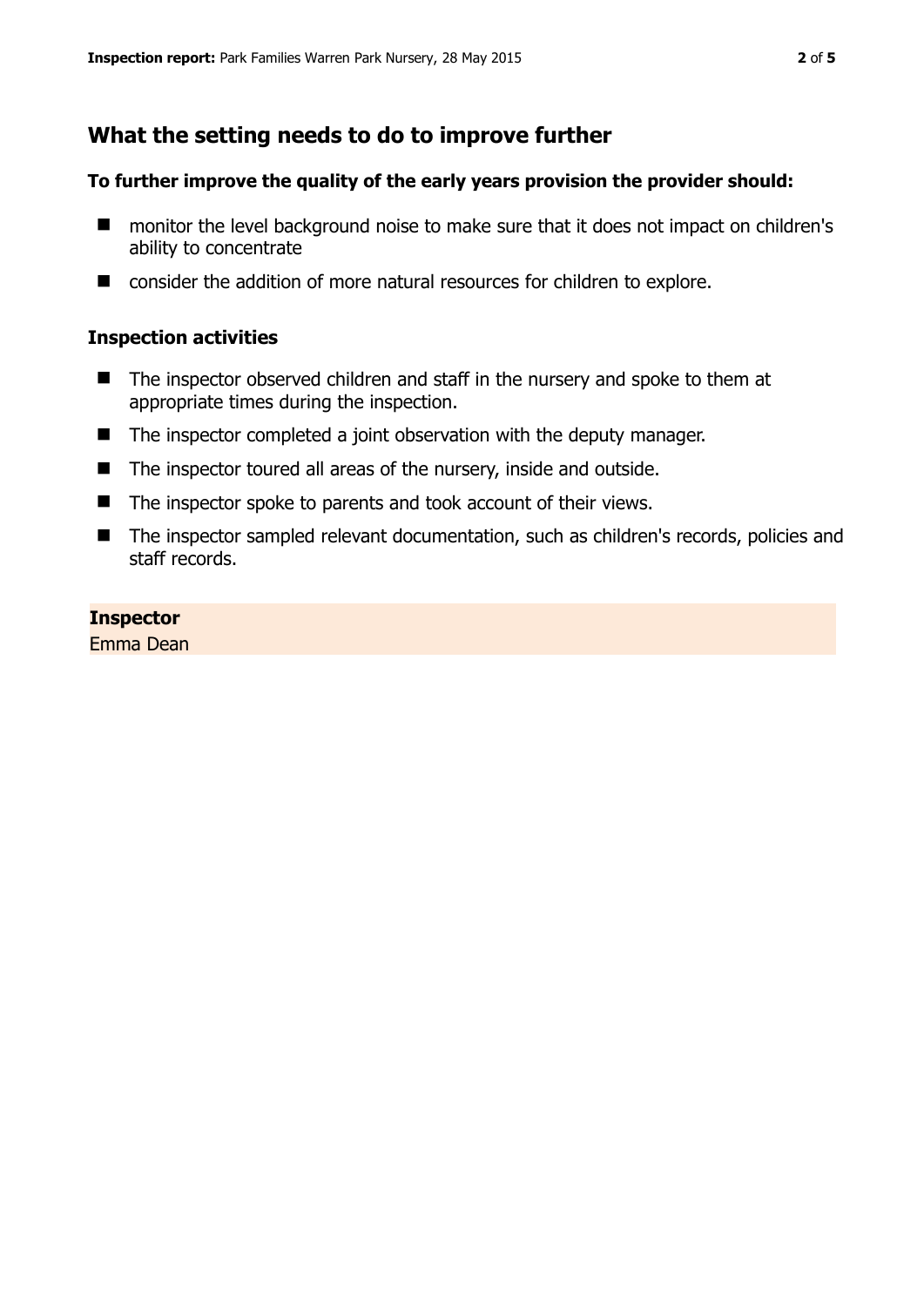## What the setting needs to do to improve further

**To further improve the quality of the early years provision the provider should:**

- monitor the level background noise to make sure that it does not impact on children's ability to concentrate
- consider the addition of more natural resources for children to explore.

### Inspection activities

- The inspector observed children and staff in the nursery and spoke to them at appropriate times during the inspection.
- The inspector completed a joint observation with the deputy manager.
- The inspector toured all areas of the nursery, inside and outside.
- The inspector spoke to parents and took account of their views.
- The inspector sampled relevant documentation, such as children's records, policies and staff records.

**Inspector**
Emma Dean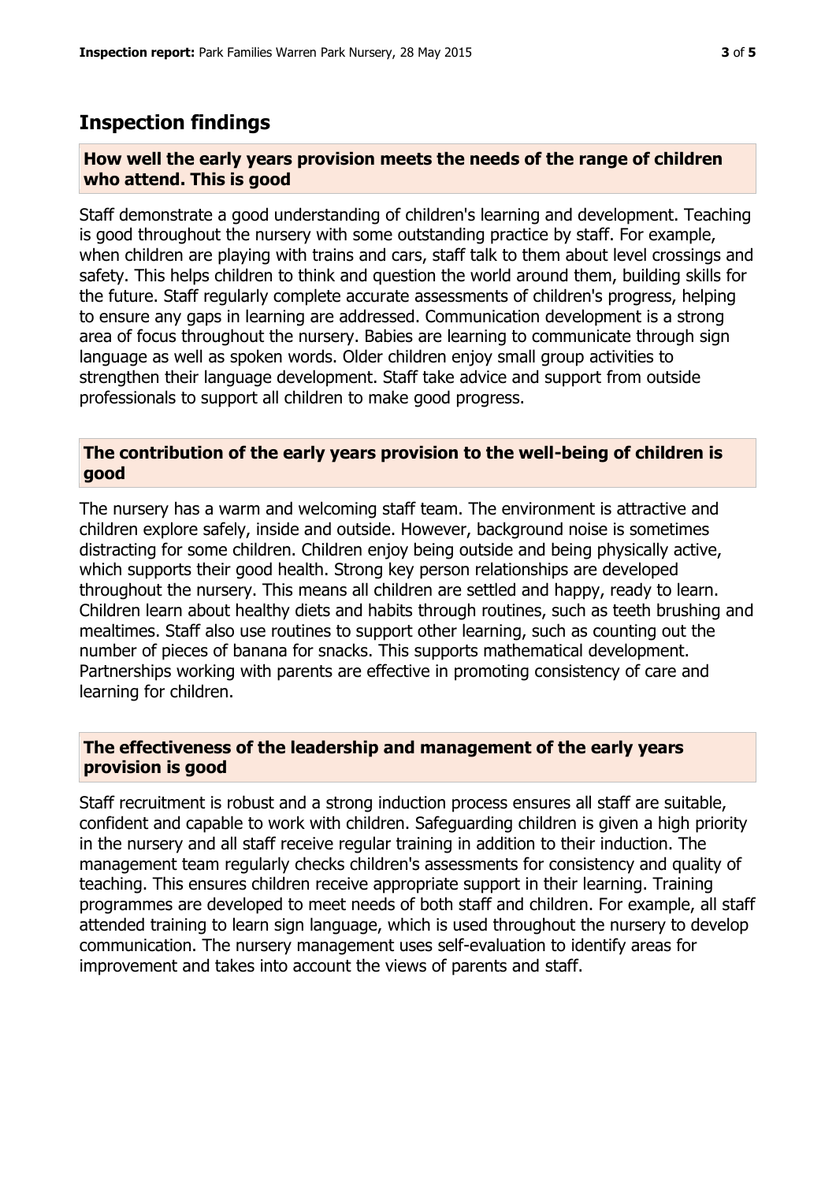## Inspection findings

### How well the early years provision meets the needs of the range of children who attend. This is good

Staff demonstrate a good understanding of children's learning and development. Teaching is good throughout the nursery with some outstanding practice by staff. For example, when children are playing with trains and cars, staff talk to them about level crossings and safety. This helps children to think and question the world around them, building skills for the future. Staff regularly complete accurate assessments of children's progress, helping to ensure any gaps in learning are addressed. Communication development is a strong area of focus throughout the nursery. Babies are learning to communicate through sign language as well as spoken words. Older children enjoy small group activities to strengthen their language development. Staff take advice and support from outside professionals to support all children to make good progress.

### The contribution of the early years provision to the well-being of children is good

The nursery has a warm and welcoming staff team. The environment is attractive and children explore safely, inside and outside. However, background noise is sometimes distracting for some children. Children enjoy being outside and being physically active, which supports their good health. Strong key person relationships are developed throughout the nursery. This means all children are settled and happy, ready to learn. Children learn about healthy diets and habits through routines, such as teeth brushing and mealtimes. Staff also use routines to support other learning, such as counting out the number of pieces of banana for snacks. This supports mathematical development. Partnerships working with parents are effective in promoting consistency of care and learning for children.

### The effectiveness of the leadership and management of the early years provision is good

Staff recruitment is robust and a strong induction process ensures all staff are suitable, confident and capable to work with children. Safeguarding children is given a high priority in the nursery and all staff receive regular training in addition to their induction. The management team regularly checks children's assessments for consistency and quality of teaching. This ensures children receive appropriate support in their learning. Training programmes are developed to meet needs of both staff and children. For example, all staff attended training to learn sign language, which is used throughout the nursery to develop communication. The nursery management uses self-evaluation to identify areas for improvement and takes into account the views of parents and staff.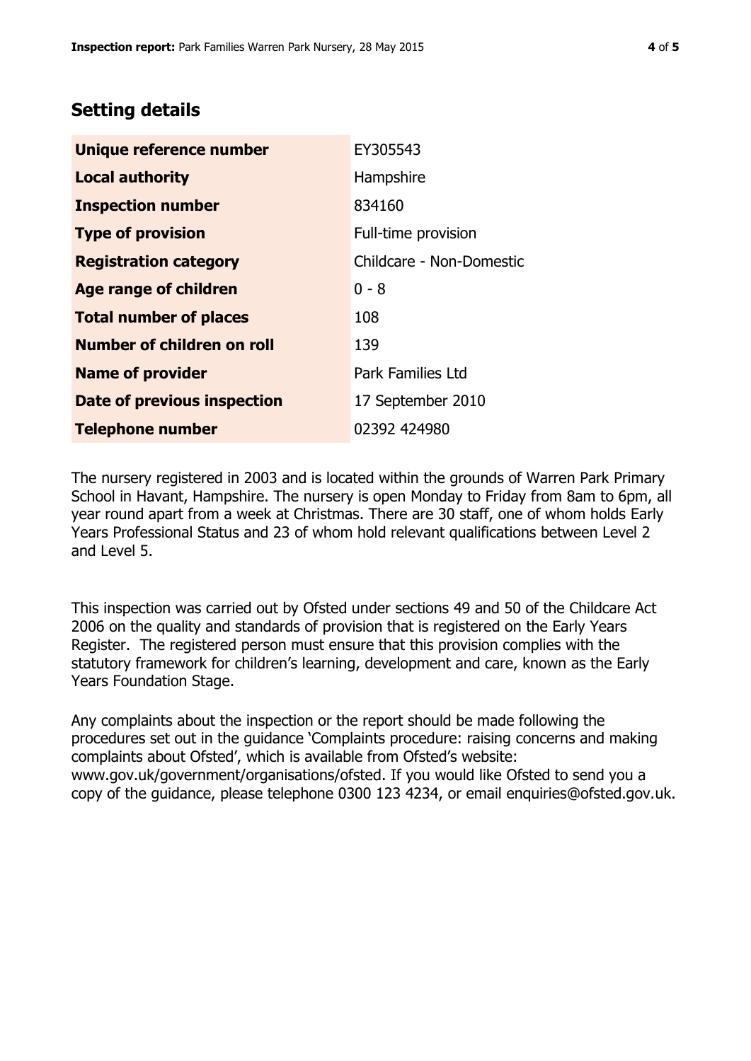## Setting details

| | |
|---|---|
| **Unique reference number** | EY305543 |
| **Local authority** | Hampshire |
| **Inspection number** | 834160 |
| **Type of provision** | Full-time provision |
| **Registration category** | Childcare - Non-Domestic |
| **Age range of children** | 0 - 8 |
| **Total number of places** | 108 |
| **Number of children on roll** | 139 |
| **Name of provider** | Park Families Ltd |
| **Date of previous inspection** | 17 September 2010 |
| **Telephone number** | 02392 424980 |

The nursery registered in 2003 and is located within the grounds of Warren Park Primary School in Havant, Hampshire. The nursery is open Monday to Friday from 8am to 6pm, all year round apart from a week at Christmas. There are 30 staff, one of whom holds Early Years Professional Status and 23 of whom hold relevant qualifications between Level 2 and Level 5.

This inspection was carried out by Ofsted under sections 49 and 50 of the Childcare Act 2006 on the quality and standards of provision that is registered on the Early Years Register. The registered person must ensure that this provision complies with the statutory framework for children's learning, development and care, known as the Early Years Foundation Stage.

Any complaints about the inspection or the report should be made following the procedures set out in the guidance 'Complaints procedure: raising concerns and making complaints about Ofsted', which is available from Ofsted's website: www.gov.uk/government/organisations/ofsted. If you would like Ofsted to send you a copy of the guidance, please telephone 0300 123 4234, or email enquiries@ofsted.gov.uk.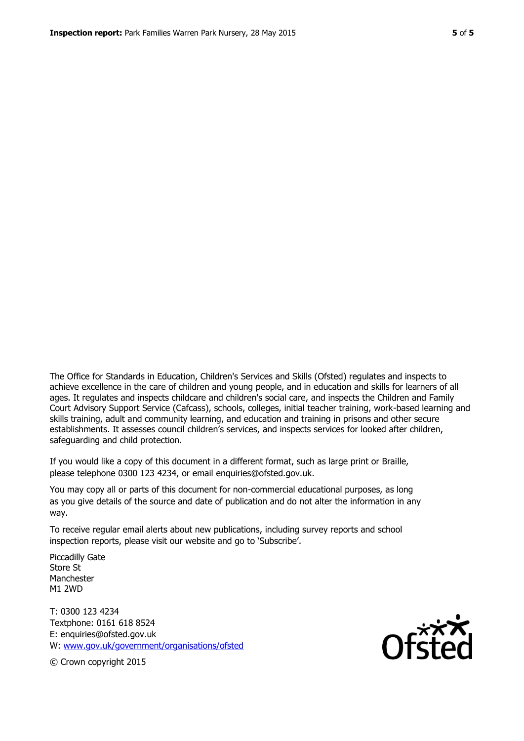The Office for Standards in Education, Children's Services and Skills (Ofsted) regulates and inspects to achieve excellence in the care of children and young people, and in education and skills for learners of all ages. It regulates and inspects childcare and children's social care, and inspects the Children and Family Court Advisory Support Service (Cafcass), schools, colleges, initial teacher training, work-based learning and skills training, adult and community learning, and education and training in prisons and other secure establishments. It assesses council children's services, and inspects services for looked after children, safeguarding and child protection.

If you would like a copy of this document in a different format, such as large print or Braille, please telephone 0300 123 4234, or email enquiries@ofsted.gov.uk.

You may copy all or parts of this document for non-commercial educational purposes, as long as you give details of the source and date of publication and do not alter the information in any way.

To receive regular email alerts about new publications, including survey reports and school inspection reports, please visit our website and go to 'Subscribe'.

Piccadilly Gate
Store St
Manchester
M1 2WD

T: 0300 123 4234
Textphone: 0161 618 8524
E: enquiries@ofsted.gov.uk
W: www.gov.uk/government/organisations/ofsted

© Crown copyright 2015